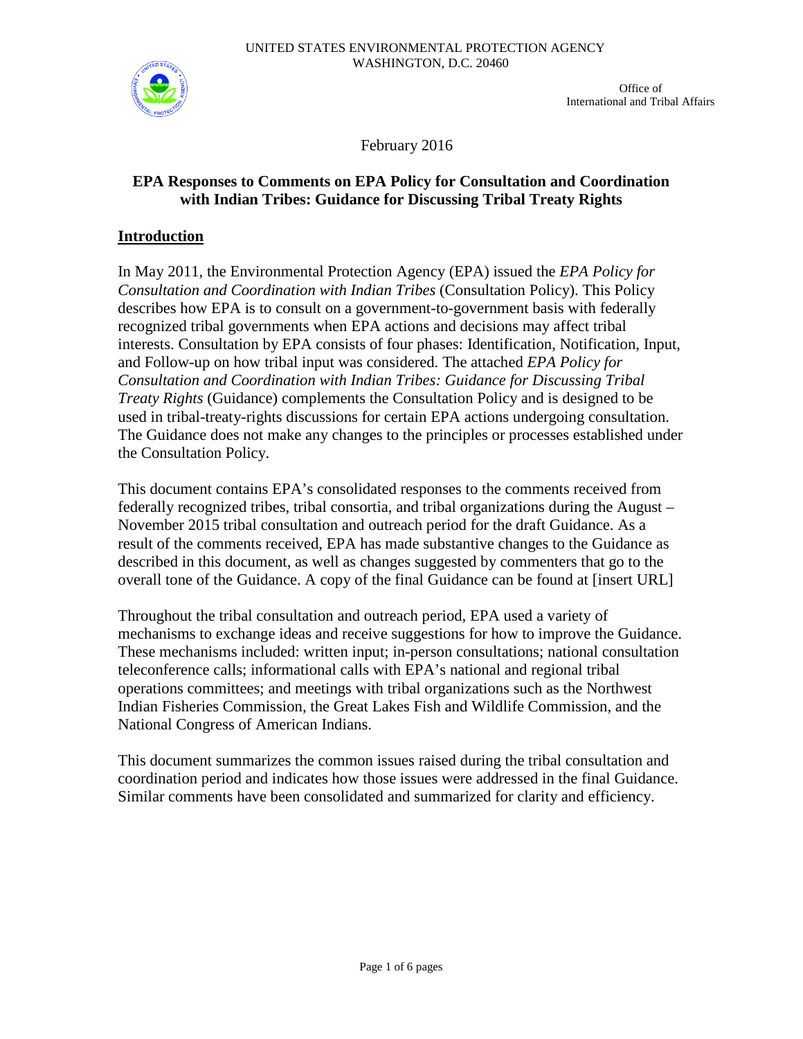UNITED STATES ENVIRONMENTAL PROTECTION AGENCY
WASHINGTON, D.C. 20460

Office of
International and Tribal Affairs

February 2016

**EPA Responses to Comments on EPA Policy for Consultation and Coordination with Indian Tribes: Guidance for Discussing Tribal Treaty Rights**

## Introduction

In May 2011, the Environmental Protection Agency (EPA) issued the *EPA Policy for Consultation and Coordination with Indian Tribes* (Consultation Policy). This Policy describes how EPA is to consult on a government-to-government basis with federally recognized tribal governments when EPA actions and decisions may affect tribal interests. Consultation by EPA consists of four phases: Identification, Notification, Input, and Follow-up on how tribal input was considered. The attached *EPA Policy for Consultation and Coordination with Indian Tribes: Guidance for Discussing Tribal Treaty Rights* (Guidance) complements the Consultation Policy and is designed to be used in tribal-treaty-rights discussions for certain EPA actions undergoing consultation. The Guidance does not make any changes to the principles or processes established under the Consultation Policy.

This document contains EPA's consolidated responses to the comments received from federally recognized tribes, tribal consortia, and tribal organizations during the August – November 2015 tribal consultation and outreach period for the draft Guidance. As a result of the comments received, EPA has made substantive changes to the Guidance as described in this document, as well as changes suggested by commenters that go to the overall tone of the Guidance. A copy of the final Guidance can be found at [insert URL]

Throughout the tribal consultation and outreach period, EPA used a variety of mechanisms to exchange ideas and receive suggestions for how to improve the Guidance. These mechanisms included: written input; in-person consultations; national consultation teleconference calls; informational calls with EPA's national and regional tribal operations committees; and meetings with tribal organizations such as the Northwest Indian Fisheries Commission, the Great Lakes Fish and Wildlife Commission, and the National Congress of American Indians.

This document summarizes the common issues raised during the tribal consultation and coordination period and indicates how those issues were addressed in the final Guidance. Similar comments have been consolidated and summarized for clarity and efficiency.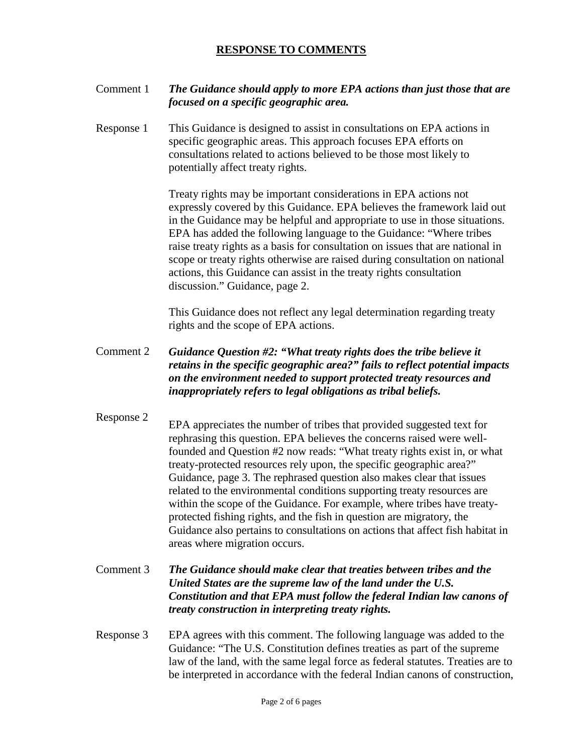## RESPONSE TO COMMENTS

Comment 1 ***The Guidance should apply to more EPA actions than just those that are focused on a specific geographic area.***

Response 1 This Guidance is designed to assist in consultations on EPA actions in specific geographic areas. This approach focuses EPA efforts on consultations related to actions believed to be those most likely to potentially affect treaty rights.

Treaty rights may be important considerations in EPA actions not expressly covered by this Guidance. EPA believes the framework laid out in the Guidance may be helpful and appropriate to use in those situations. EPA has added the following language to the Guidance: "Where tribes raise treaty rights as a basis for consultation on issues that are national in scope or treaty rights otherwise are raised during consultation on national actions, this Guidance can assist in the treaty rights consultation discussion." Guidance, page 2.

This Guidance does not reflect any legal determination regarding treaty rights and the scope of EPA actions.

Comment 2 ***Guidance Question #2: "What treaty rights does the tribe believe it retains in the specific geographic area?" fails to reflect potential impacts on the environment needed to support protected treaty resources and inappropriately refers to legal obligations as tribal beliefs.***

Response 2 EPA appreciates the number of tribes that provided suggested text for rephrasing this question. EPA believes the concerns raised were well-founded and Question #2 now reads: "What treaty rights exist in, or what treaty-protected resources rely upon, the specific geographic area?" Guidance, page 3. The rephrased question also makes clear that issues related to the environmental conditions supporting treaty resources are within the scope of the Guidance. For example, where tribes have treaty-protected fishing rights, and the fish in question are migratory, the Guidance also pertains to consultations on actions that affect fish habitat in areas where migration occurs.

Comment 3 ***The Guidance should make clear that treaties between tribes and the United States are the supreme law of the land under the U.S. Constitution and that EPA must follow the federal Indian law canons of treaty construction in interpreting treaty rights.***

Response 3 EPA agrees with this comment. The following language was added to the Guidance: "The U.S. Constitution defines treaties as part of the supreme law of the land, with the same legal force as federal statutes. Treaties are to be interpreted in accordance with the federal Indian canons of construction,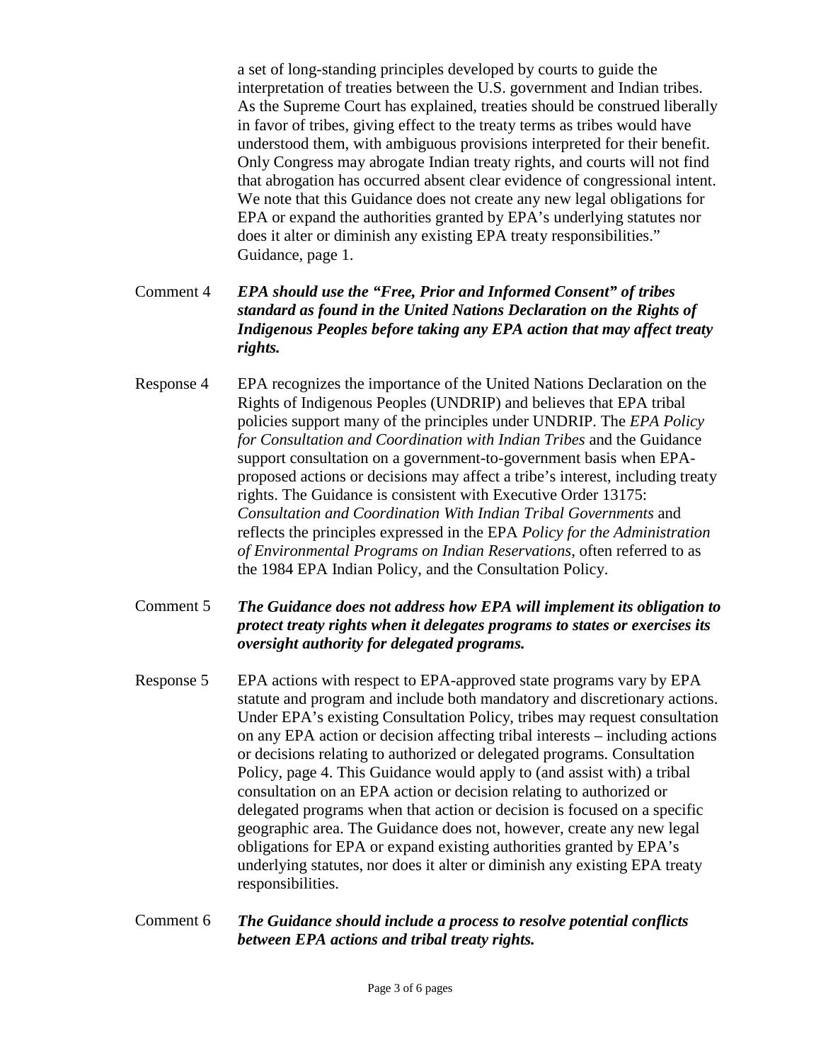a set of long-standing principles developed by courts to guide the interpretation of treaties between the U.S. government and Indian tribes. As the Supreme Court has explained, treaties should be construed liberally in favor of tribes, giving effect to the treaty terms as tribes would have understood them, with ambiguous provisions interpreted for their benefit. Only Congress may abrogate Indian treaty rights, and courts will not find that abrogation has occurred absent clear evidence of congressional intent. We note that this Guidance does not create any new legal obligations for EPA or expand the authorities granted by EPA's underlying statutes nor does it alter or diminish any existing EPA treaty responsibilities." Guidance, page 1.

Comment 4 ***EPA should use the "Free, Prior and Informed Consent" of tribes standard as found in the United Nations Declaration on the Rights of Indigenous Peoples before taking any EPA action that may affect treaty rights.***

Response 4 EPA recognizes the importance of the United Nations Declaration on the Rights of Indigenous Peoples (UNDRIP) and believes that EPA tribal policies support many of the principles under UNDRIP. The *EPA Policy for Consultation and Coordination with Indian Tribes* and the Guidance support consultation on a government-to-government basis when EPA-proposed actions or decisions may affect a tribe's interest, including treaty rights. The Guidance is consistent with Executive Order 13175: *Consultation and Coordination With Indian Tribal Governments* and reflects the principles expressed in the EPA *Policy for the Administration of Environmental Programs on Indian Reservations*, often referred to as the 1984 EPA Indian Policy, and the Consultation Policy.

Comment 5 ***The Guidance does not address how EPA will implement its obligation to protect treaty rights when it delegates programs to states or exercises its oversight authority for delegated programs.***

Response 5 EPA actions with respect to EPA-approved state programs vary by EPA statute and program and include both mandatory and discretionary actions. Under EPA's existing Consultation Policy, tribes may request consultation on any EPA action or decision affecting tribal interests – including actions or decisions relating to authorized or delegated programs. Consultation Policy, page 4. This Guidance would apply to (and assist with) a tribal consultation on an EPA action or decision relating to authorized or delegated programs when that action or decision is focused on a specific geographic area. The Guidance does not, however, create any new legal obligations for EPA or expand existing authorities granted by EPA's underlying statutes, nor does it alter or diminish any existing EPA treaty responsibilities.

Comment 6 ***The Guidance should include a process to resolve potential conflicts between EPA actions and tribal treaty rights.***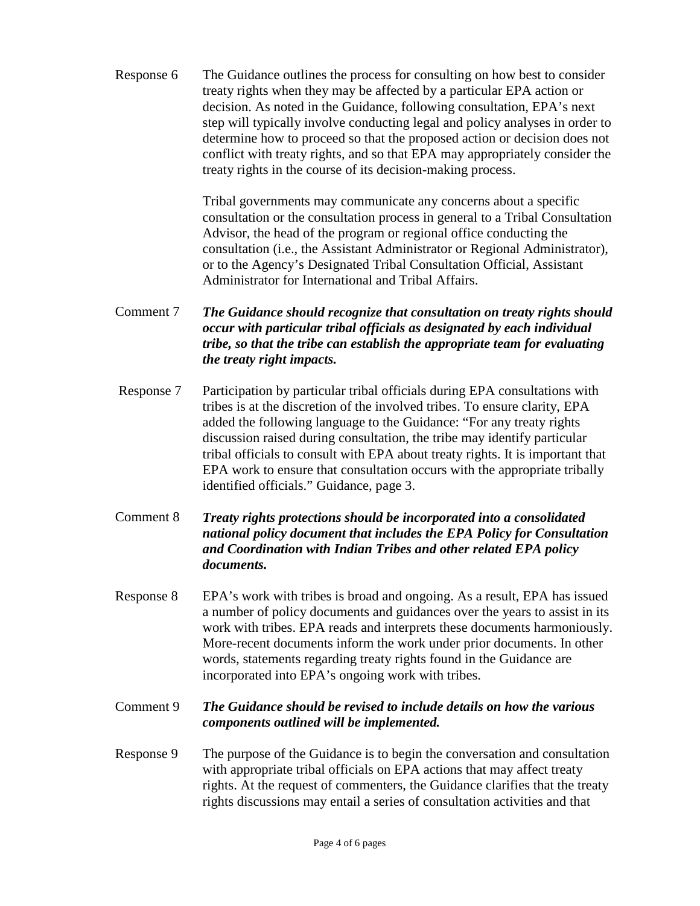Response 6 The Guidance outlines the process for consulting on how best to consider treaty rights when they may be affected by a particular EPA action or decision. As noted in the Guidance, following consultation, EPA's next step will typically involve conducting legal and policy analyses in order to determine how to proceed so that the proposed action or decision does not conflict with treaty rights, and so that EPA may appropriately consider the treaty rights in the course of its decision-making process.

Tribal governments may communicate any concerns about a specific consultation or the consultation process in general to a Tribal Consultation Advisor, the head of the program or regional office conducting the consultation (i.e., the Assistant Administrator or Regional Administrator), or to the Agency's Designated Tribal Consultation Official, Assistant Administrator for International and Tribal Affairs.

Comment 7 ***The Guidance should recognize that consultation on treaty rights should occur with particular tribal officials as designated by each individual tribe, so that the tribe can establish the appropriate team for evaluating the treaty right impacts.***

Response 7 Participation by particular tribal officials during EPA consultations with tribes is at the discretion of the involved tribes. To ensure clarity, EPA added the following language to the Guidance: "For any treaty rights discussion raised during consultation, the tribe may identify particular tribal officials to consult with EPA about treaty rights. It is important that EPA work to ensure that consultation occurs with the appropriate tribally identified officials." Guidance, page 3.

Comment 8 ***Treaty rights protections should be incorporated into a consolidated national policy document that includes the EPA Policy for Consultation and Coordination with Indian Tribes and other related EPA policy documents.***

Response 8 EPA's work with tribes is broad and ongoing. As a result, EPA has issued a number of policy documents and guidances over the years to assist in its work with tribes. EPA reads and interprets these documents harmoniously. More-recent documents inform the work under prior documents. In other words, statements regarding treaty rights found in the Guidance are incorporated into EPA's ongoing work with tribes.

Comment 9 ***The Guidance should be revised to include details on how the various components outlined will be implemented.***

Response 9 The purpose of the Guidance is to begin the conversation and consultation with appropriate tribal officials on EPA actions that may affect treaty rights. At the request of commenters, the Guidance clarifies that the treaty rights discussions may entail a series of consultation activities and that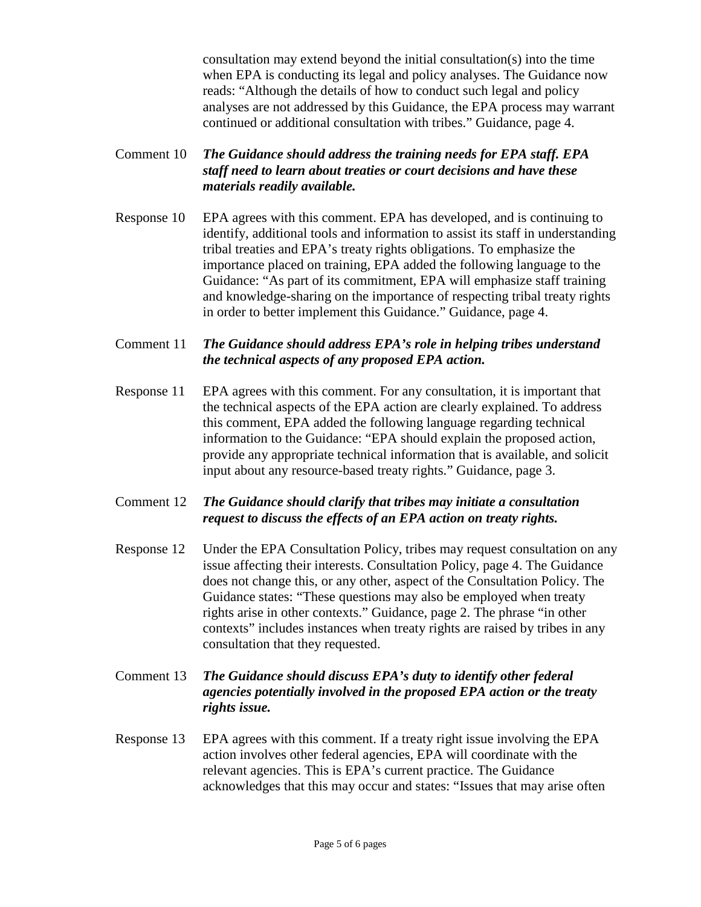consultation may extend beyond the initial consultation(s) into the time when EPA is conducting its legal and policy analyses. The Guidance now reads: "Although the details of how to conduct such legal and policy analyses are not addressed by this Guidance, the EPA process may warrant continued or additional consultation with tribes." Guidance, page 4.

Comment 10 ***The Guidance should address the training needs for EPA staff. EPA staff need to learn about treaties or court decisions and have these materials readily available.***

Response 10 EPA agrees with this comment. EPA has developed, and is continuing to identify, additional tools and information to assist its staff in understanding tribal treaties and EPA's treaty rights obligations. To emphasize the importance placed on training, EPA added the following language to the Guidance: "As part of its commitment, EPA will emphasize staff training and knowledge-sharing on the importance of respecting tribal treaty rights in order to better implement this Guidance." Guidance, page 4.

Comment 11 ***The Guidance should address EPA's role in helping tribes understand the technical aspects of any proposed EPA action.***

Response 11 EPA agrees with this comment. For any consultation, it is important that the technical aspects of the EPA action are clearly explained. To address this comment, EPA added the following language regarding technical information to the Guidance: "EPA should explain the proposed action, provide any appropriate technical information that is available, and solicit input about any resource-based treaty rights." Guidance, page 3.

Comment 12 ***The Guidance should clarify that tribes may initiate a consultation request to discuss the effects of an EPA action on treaty rights.***

Response 12 Under the EPA Consultation Policy, tribes may request consultation on any issue affecting their interests. Consultation Policy, page 4. The Guidance does not change this, or any other, aspect of the Consultation Policy. The Guidance states: "These questions may also be employed when treaty rights arise in other contexts." Guidance, page 2. The phrase "in other contexts" includes instances when treaty rights are raised by tribes in any consultation that they requested.

Comment 13 ***The Guidance should discuss EPA's duty to identify other federal agencies potentially involved in the proposed EPA action or the treaty rights issue.***

Response 13 EPA agrees with this comment. If a treaty right issue involving the EPA action involves other federal agencies, EPA will coordinate with the relevant agencies. This is EPA's current practice. The Guidance acknowledges that this may occur and states: "Issues that may arise often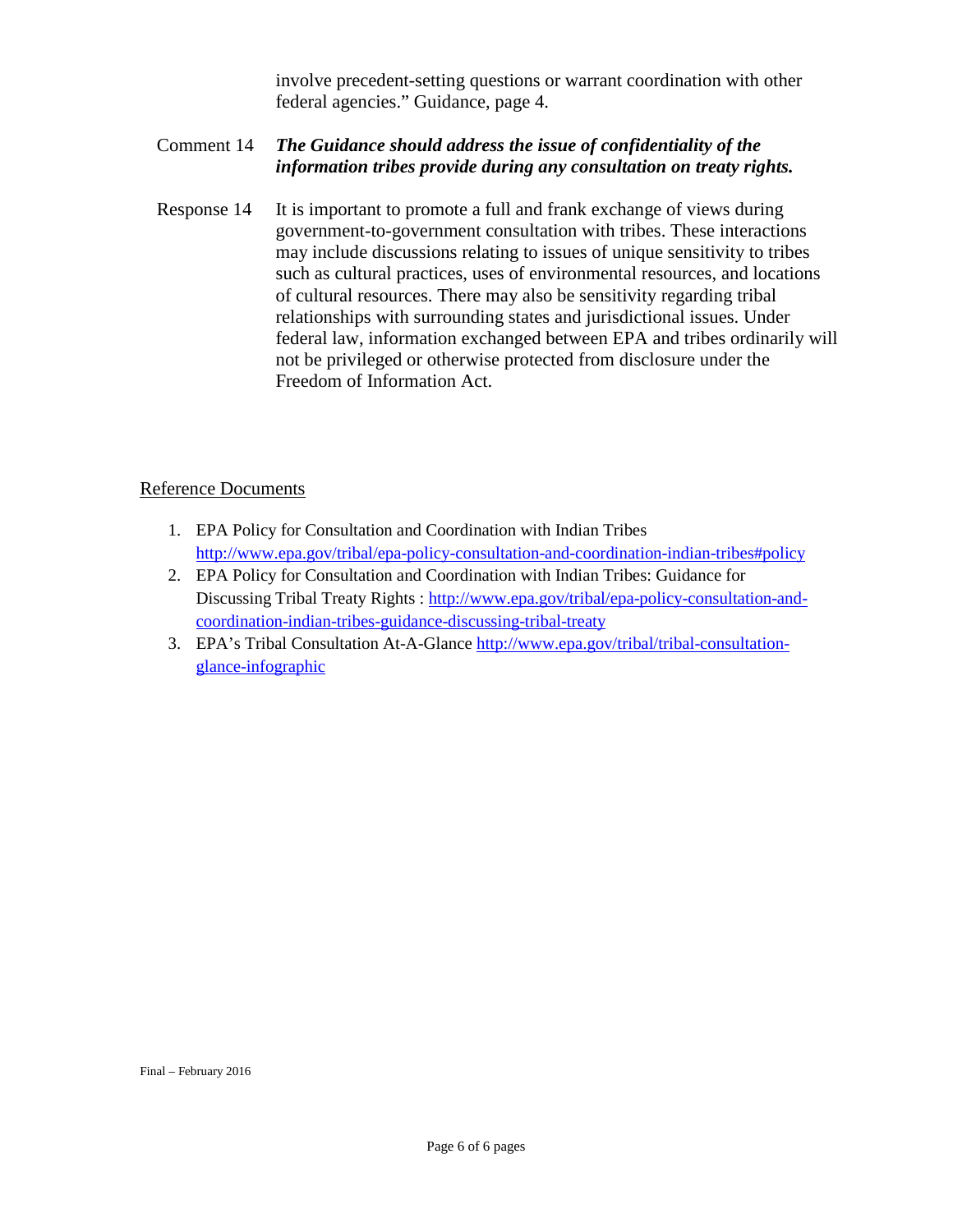involve precedent-setting questions or warrant coordination with other federal agencies." Guidance, page 4.

Comment 14 ***The Guidance should address the issue of confidentiality of the information tribes provide during any consultation on treaty rights.***

Response 14 It is important to promote a full and frank exchange of views during government-to-government consultation with tribes. These interactions may include discussions relating to issues of unique sensitivity to tribes such as cultural practices, uses of environmental resources, and locations of cultural resources. There may also be sensitivity regarding tribal relationships with surrounding states and jurisdictional issues. Under federal law, information exchanged between EPA and tribes ordinarily will not be privileged or otherwise protected from disclosure under the Freedom of Information Act.

Reference Documents

1. EPA Policy for Consultation and Coordination with Indian Tribes http://www.epa.gov/tribal/epa-policy-consultation-and-coordination-indian-tribes#policy
2. EPA Policy for Consultation and Coordination with Indian Tribes: Guidance for Discussing Tribal Treaty Rights : http://www.epa.gov/tribal/epa-policy-consultation-and-coordination-indian-tribes-guidance-discussing-tribal-treaty
3. EPA's Tribal Consultation At-A-Glance http://www.epa.gov/tribal/tribal-consultation-glance-infographic

Final – February 2016